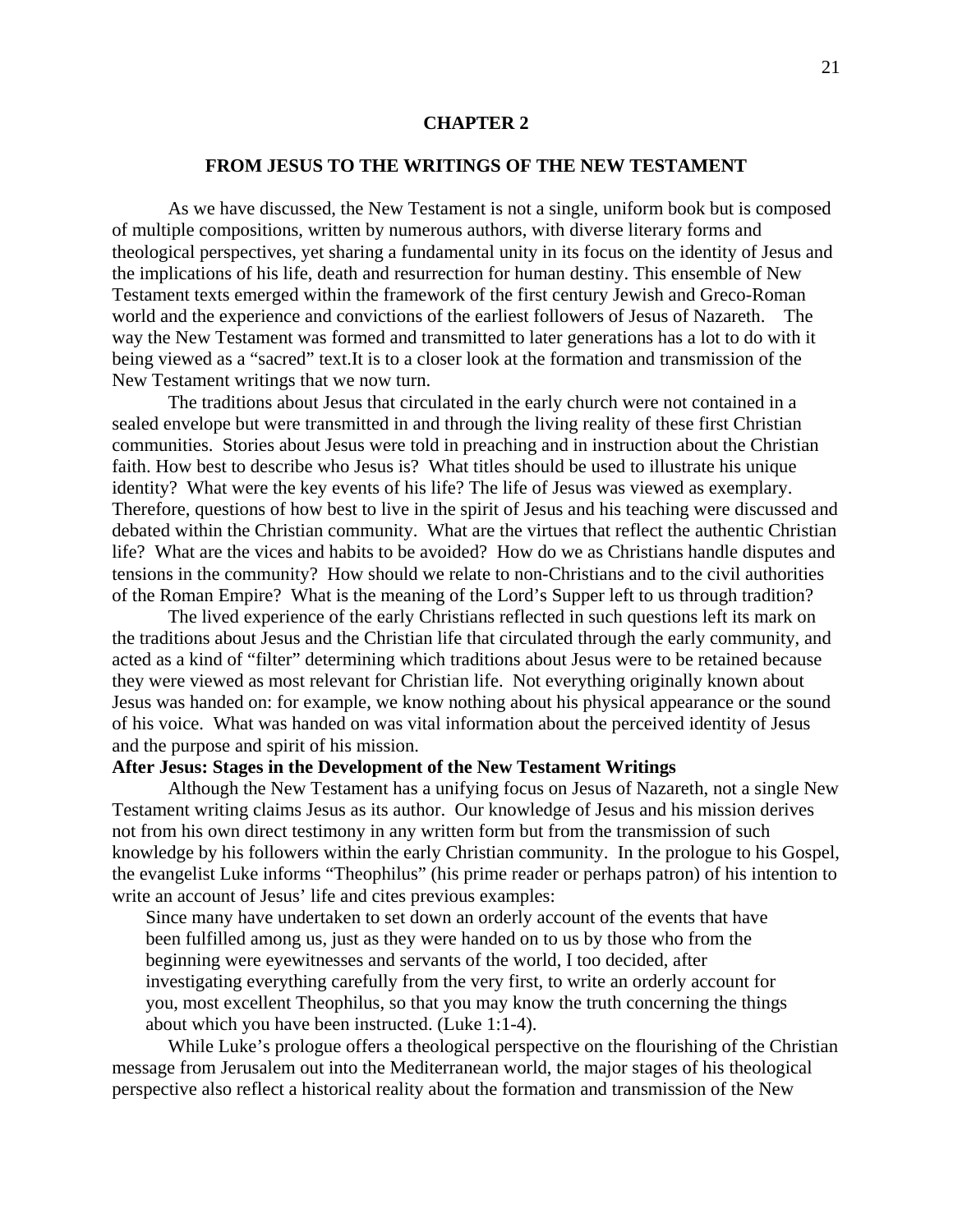# CHAPTER 2

## FROM JESUS TO THE WRITINGS OF THE NEW TESTAMENT

As we have discussed, the New Testament is not a single, uniform book but is composed of multiple compositions, written by numerous authors, with diverse literary forms and theological perspectives, yet sharing a fundamental unity in its focus on the identity of Jesus and the implications of his life, death and resurrection for human destiny. This ensemble of New Testament texts emerged within the framework of the first century Jewish and Greco-Roman world and the experience and convictions of the earliest followers of Jesus of Nazareth. The way the New Testament was formed and transmitted to later generations has a lot to do with it being viewed as a "sacred" text.It is to a closer look at the formation and transmission of the New Testament writings that we now turn.

The traditions about Jesus that circulated in the early church were not contained in a sealed envelope but were transmitted in and through the living reality of these first Christian communities. Stories about Jesus were told in preaching and in instruction about the Christian faith. How best to describe who Jesus is? What titles should be used to illustrate his unique identity? What were the key events of his life? The life of Jesus was viewed as exemplary. Therefore, questions of how best to live in the spirit of Jesus and his teaching were discussed and debated within the Christian community. What are the virtues that reflect the authentic Christian life? What are the vices and habits to be avoided? How do we as Christians handle disputes and tensions in the community? How should we relate to non-Christians and to the civil authorities of the Roman Empire? What is the meaning of the Lord's Supper left to us through tradition?

The lived experience of the early Christians reflected in such questions left its mark on the traditions about Jesus and the Christian life that circulated through the early community, and acted as a kind of "filter" determining which traditions about Jesus were to be retained because they were viewed as most relevant for Christian life. Not everything originally known about Jesus was handed on: for example, we know nothing about his physical appearance or the sound of his voice. What was handed on was vital information about the perceived identity of Jesus and the purpose and spirit of his mission.

### After Jesus: Stages in the Development of the New Testament Writings

Although the New Testament has a unifying focus on Jesus of Nazareth, not a single New Testament writing claims Jesus as its author. Our knowledge of Jesus and his mission derives not from his own direct testimony in any written form but from the transmission of such knowledge by his followers within the early Christian community. In the prologue to his Gospel, the evangelist Luke informs "Theophilus" (his prime reader or perhaps patron) of his intention to write an account of Jesus' life and cites previous examples:

> Since many have undertaken to set down an orderly account of the events that have been fulfilled among us, just as they were handed on to us by those who from the beginning were eyewitnesses and servants of the world, I too decided, after investigating everything carefully from the very first, to write an orderly account for you, most excellent Theophilus, so that you may know the truth concerning the things about which you have been instructed. (Luke 1:1-4).

While Luke's prologue offers a theological perspective on the flourishing of the Christian message from Jerusalem out into the Mediterranean world, the major stages of his theological perspective also reflect a historical reality about the formation and transmission of the New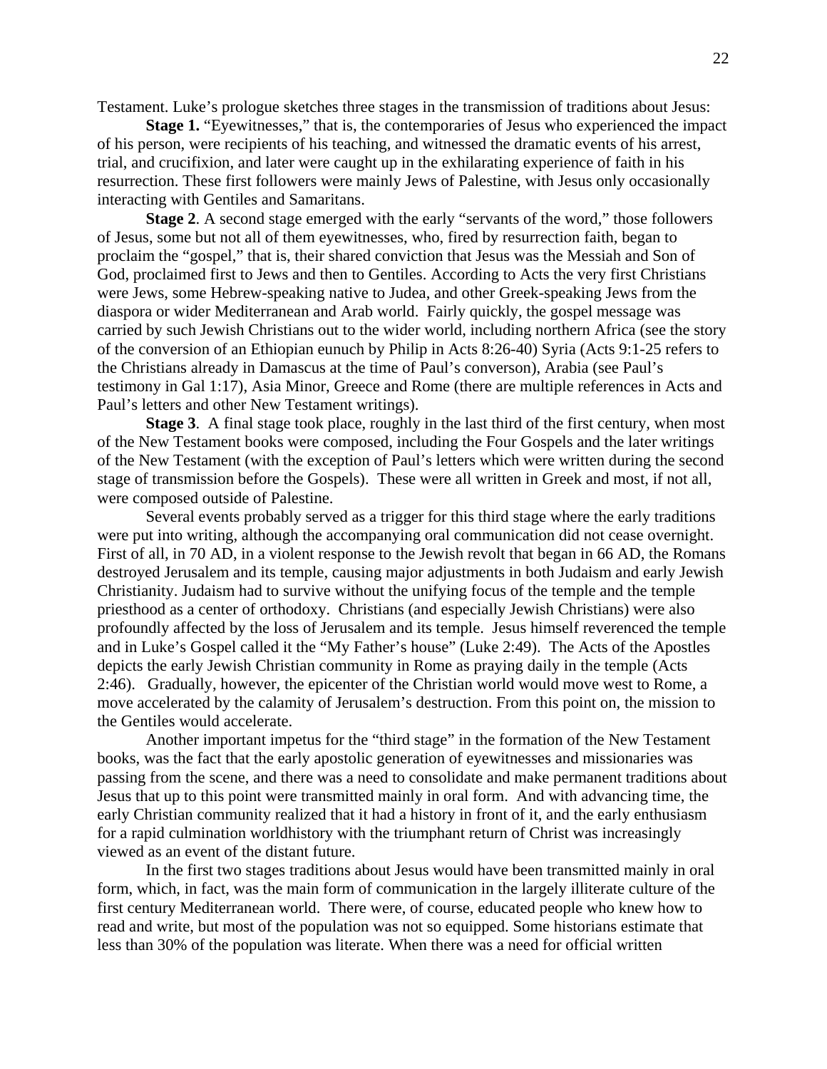Testament. Luke's prologue sketches three stages in the transmission of traditions about Jesus:

**Stage 1.** "Eyewitnesses," that is, the contemporaries of Jesus who experienced the impact of his person, were recipients of his teaching, and witnessed the dramatic events of his arrest, trial, and crucifixion, and later were caught up in the exhilarating experience of faith in his resurrection. These first followers were mainly Jews of Palestine, with Jesus only occasionally interacting with Gentiles and Samaritans.

**Stage 2**. A second stage emerged with the early "servants of the word," those followers of Jesus, some but not all of them eyewitnesses, who, fired by resurrection faith, began to proclaim the "gospel," that is, their shared conviction that Jesus was the Messiah and Son of God, proclaimed first to Jews and then to Gentiles. According to Acts the very first Christians were Jews, some Hebrew-speaking native to Judea, and other Greek-speaking Jews from the diaspora or wider Mediterranean and Arab world. Fairly quickly, the gospel message was carried by such Jewish Christians out to the wider world, including northern Africa (see the story of the conversion of an Ethiopian eunuch by Philip in Acts 8:26-40) Syria (Acts 9:1-25 refers to the Christians already in Damascus at the time of Paul's converson), Arabia (see Paul's testimony in Gal 1:17), Asia Minor, Greece and Rome (there are multiple references in Acts and Paul's letters and other New Testament writings).

**Stage 3**. A final stage took place, roughly in the last third of the first century, when most of the New Testament books were composed, including the Four Gospels and the later writings of the New Testament (with the exception of Paul's letters which were written during the second stage of transmission before the Gospels). These were all written in Greek and most, if not all, were composed outside of Palestine.

Several events probably served as a trigger for this third stage where the early traditions were put into writing, although the accompanying oral communication did not cease overnight. First of all, in 70 AD, in a violent response to the Jewish revolt that began in 66 AD, the Romans destroyed Jerusalem and its temple, causing major adjustments in both Judaism and early Jewish Christianity. Judaism had to survive without the unifying focus of the temple and the temple priesthood as a center of orthodoxy. Christians (and especially Jewish Christians) were also profoundly affected by the loss of Jerusalem and its temple. Jesus himself reverenced the temple and in Luke's Gospel called it the "My Father's house" (Luke 2:49). The Acts of the Apostles depicts the early Jewish Christian community in Rome as praying daily in the temple (Acts 2:46). Gradually, however, the epicenter of the Christian world would move west to Rome, a move accelerated by the calamity of Jerusalem's destruction. From this point on, the mission to the Gentiles would accelerate.

Another important impetus for the "third stage" in the formation of the New Testament books, was the fact that the early apostolic generation of eyewitnesses and missionaries was passing from the scene, and there was a need to consolidate and make permanent traditions about Jesus that up to this point were transmitted mainly in oral form. And with advancing time, the early Christian community realized that it had a history in front of it, and the early enthusiasm for a rapid culmination worldhistory with the triumphant return of Christ was increasingly viewed as an event of the distant future.

In the first two stages traditions about Jesus would have been transmitted mainly in oral form, which, in fact, was the main form of communication in the largely illiterate culture of the first century Mediterranean world. There were, of course, educated people who knew how to read and write, but most of the population was not so equipped. Some historians estimate that less than 30% of the population was literate. When there was a need for official written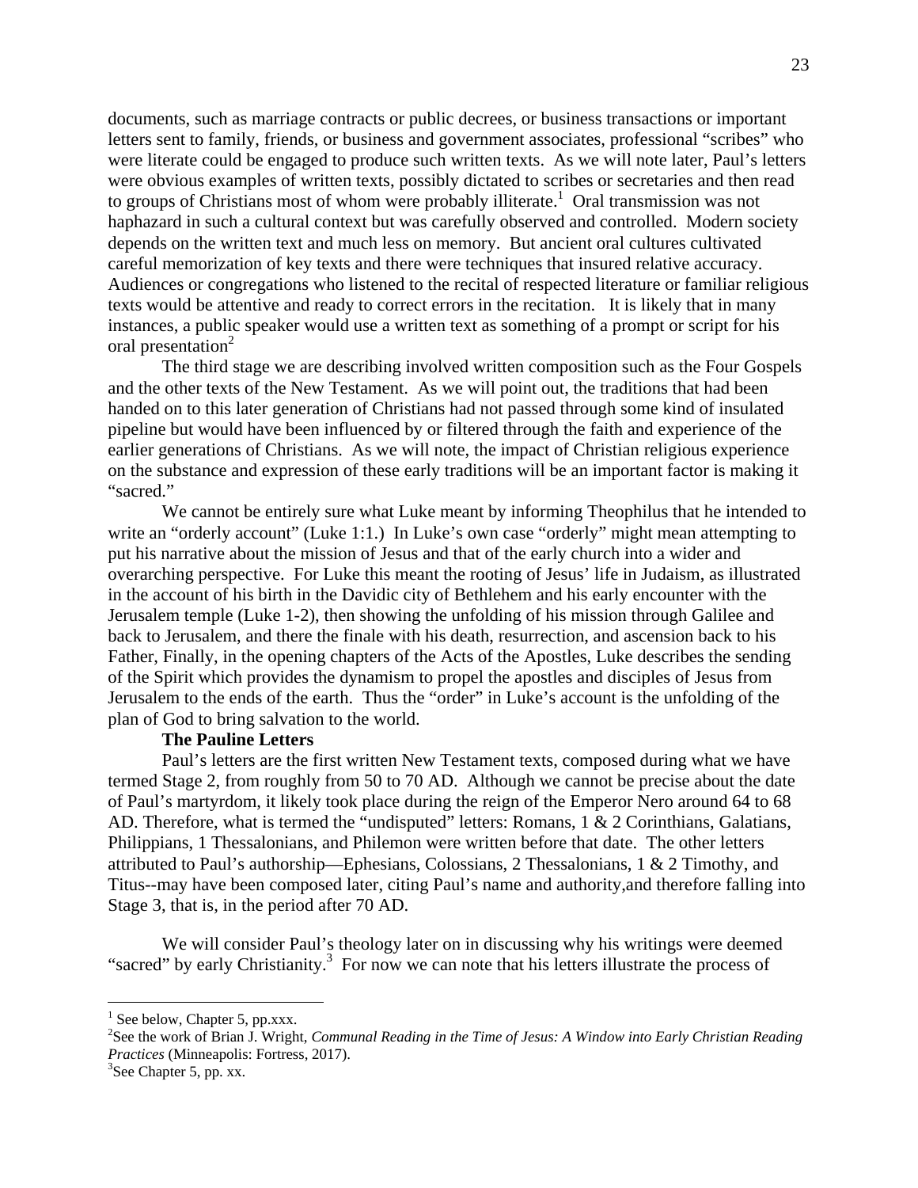documents, such as marriage contracts or public decrees, or business transactions or important letters sent to family, friends, or business and government associates, professional "scribes" who were literate could be engaged to produce such written texts. As we will note later, Paul's letters were obvious examples of written texts, possibly dictated to scribes or secretaries and then read to groups of Christians most of whom were probably illiterate.[1] Oral transmission was not haphazard in such a cultural context but was carefully observed and controlled. Modern society depends on the written text and much less on memory. But ancient oral cultures cultivated careful memorization of key texts and there were techniques that insured relative accuracy. Audiences or congregations who listened to the recital of respected literature or familiar religious texts would be attentive and ready to correct errors in the recitation. It is likely that in many instances, a public speaker would use a written text as something of a prompt or script for his oral presentation[2]

The third stage we are describing involved written composition such as the Four Gospels and the other texts of the New Testament. As we will point out, the traditions that had been handed on to this later generation of Christians had not passed through some kind of insulated pipeline but would have been influenced by or filtered through the faith and experience of the earlier generations of Christians. As we will note, the impact of Christian religious experience on the substance and expression of these early traditions will be an important factor is making it "sacred."

We cannot be entirely sure what Luke meant by informing Theophilus that he intended to write an "orderly account" (Luke 1:1.) In Luke's own case "orderly" might mean attempting to put his narrative about the mission of Jesus and that of the early church into a wider and overarching perspective. For Luke this meant the rooting of Jesus' life in Judaism, as illustrated in the account of his birth in the Davidic city of Bethlehem and his early encounter with the Jerusalem temple (Luke 1-2), then showing the unfolding of his mission through Galilee and back to Jerusalem, and there the finale with his death, resurrection, and ascension back to his Father, Finally, in the opening chapters of the Acts of the Apostles, Luke describes the sending of the Spirit which provides the dynamism to propel the apostles and disciples of Jesus from Jerusalem to the ends of the earth. Thus the "order" in Luke's account is the unfolding of the plan of God to bring salvation to the world.

**The Pauline Letters**

Paul's letters are the first written New Testament texts, composed during what we have termed Stage 2, from roughly from 50 to 70 AD. Although we cannot be precise about the date of Paul's martyrdom, it likely took place during the reign of the Emperor Nero around 64 to 68 AD. Therefore, what is termed the "undisputed" letters: Romans, 1 & 2 Corinthians, Galatians, Philippians, 1 Thessalonians, and Philemon were written before that date. The other letters attributed to Paul's authorship—Ephesians, Colossians, 2 Thessalonians, 1 & 2 Timothy, and Titus--may have been composed later, citing Paul's name and authority,and therefore falling into Stage 3, that is, in the period after 70 AD.

We will consider Paul's theology later on in discussing why his writings were deemed "sacred" by early Christianity.[3] For now we can note that his letters illustrate the process of

---

[1] See below, Chapter 5, pp.xxx.

[2] See the work of Brian J. Wright, *Communal Reading in the Time of Jesus: A Window into Early Christian Reading Practices* (Minneapolis: Fortress, 2017).

[3] See Chapter 5, pp. xx.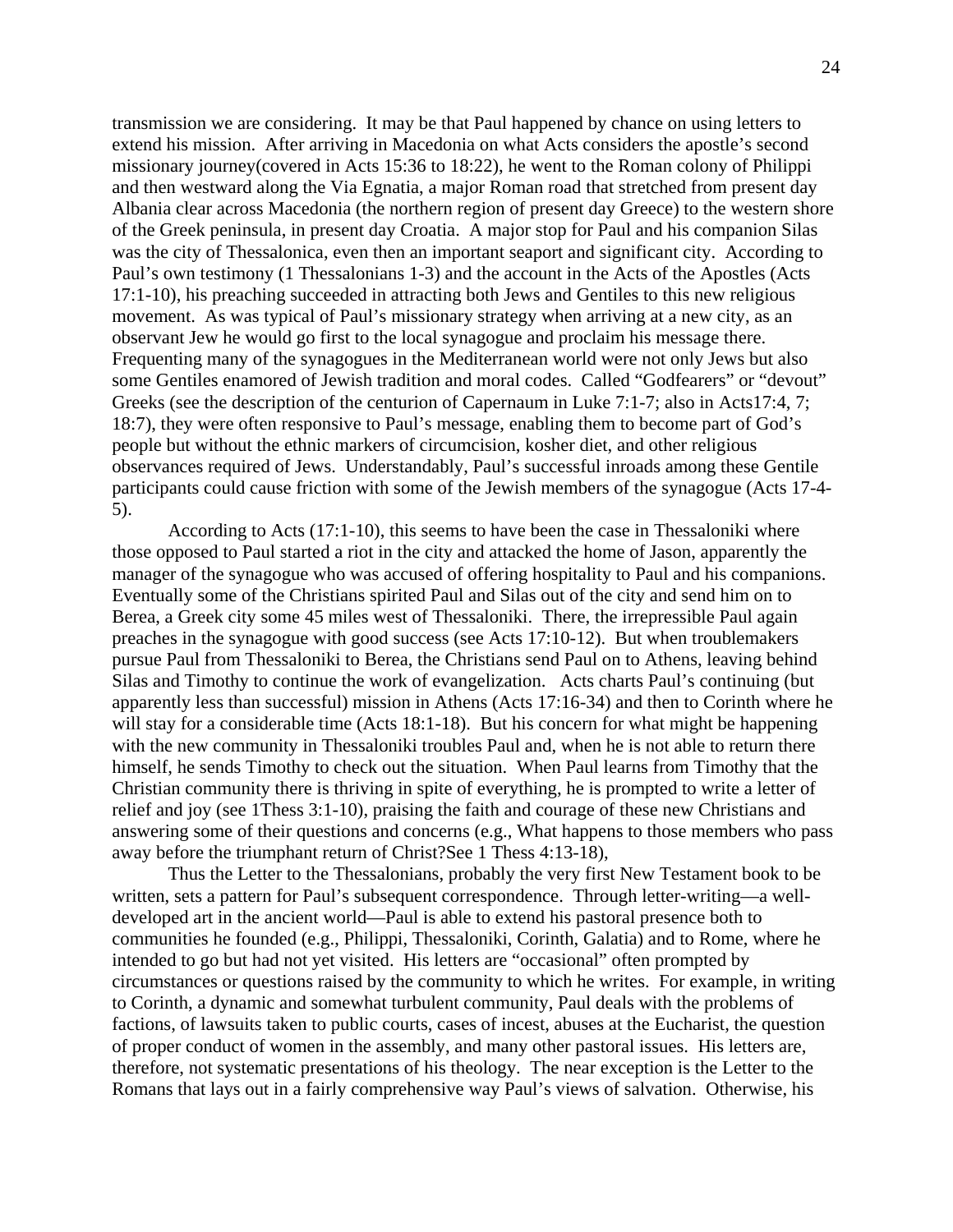transmission we are considering. It may be that Paul happened by chance on using letters to extend his mission. After arriving in Macedonia on what Acts considers the apostle's second missionary journey(covered in Acts 15:36 to 18:22), he went to the Roman colony of Philippi and then westward along the Via Egnatia, a major Roman road that stretched from present day Albania clear across Macedonia (the northern region of present day Greece) to the western shore of the Greek peninsula, in present day Croatia. A major stop for Paul and his companion Silas was the city of Thessalonica, even then an important seaport and significant city. According to Paul's own testimony (1 Thessalonians 1-3) and the account in the Acts of the Apostles (Acts 17:1-10), his preaching succeeded in attracting both Jews and Gentiles to this new religious movement. As was typical of Paul's missionary strategy when arriving at a new city, as an observant Jew he would go first to the local synagogue and proclaim his message there. Frequenting many of the synagogues in the Mediterranean world were not only Jews but also some Gentiles enamored of Jewish tradition and moral codes. Called "Godfearers" or "devout" Greeks (see the description of the centurion of Capernaum in Luke 7:1-7; also in Acts17:4, 7; 18:7), they were often responsive to Paul's message, enabling them to become part of God's people but without the ethnic markers of circumcision, kosher diet, and other religious observances required of Jews. Understandably, Paul's successful inroads among these Gentile participants could cause friction with some of the Jewish members of the synagogue (Acts 17-4-5).

According to Acts (17:1-10), this seems to have been the case in Thessaloniki where those opposed to Paul started a riot in the city and attacked the home of Jason, apparently the manager of the synagogue who was accused of offering hospitality to Paul and his companions. Eventually some of the Christians spirited Paul and Silas out of the city and send him on to Berea, a Greek city some 45 miles west of Thessaloniki. There, the irrepressible Paul again preaches in the synagogue with good success (see Acts 17:10-12). But when troublemakers pursue Paul from Thessaloniki to Berea, the Christians send Paul on to Athens, leaving behind Silas and Timothy to continue the work of evangelization. Acts charts Paul's continuing (but apparently less than successful) mission in Athens (Acts 17:16-34) and then to Corinth where he will stay for a considerable time (Acts 18:1-18). But his concern for what might be happening with the new community in Thessaloniki troubles Paul and, when he is not able to return there himself, he sends Timothy to check out the situation. When Paul learns from Timothy that the Christian community there is thriving in spite of everything, he is prompted to write a letter of relief and joy (see 1Thess 3:1-10), praising the faith and courage of these new Christians and answering some of their questions and concerns (e.g., What happens to those members who pass away before the triumphant return of Christ?See 1 Thess 4:13-18),

Thus the Letter to the Thessalonians, probably the very first New Testament book to be written, sets a pattern for Paul's subsequent correspondence. Through letter-writing—a well-developed art in the ancient world—Paul is able to extend his pastoral presence both to communities he founded (e.g., Philippi, Thessaloniki, Corinth, Galatia) and to Rome, where he intended to go but had not yet visited. His letters are "occasional" often prompted by circumstances or questions raised by the community to which he writes. For example, in writing to Corinth, a dynamic and somewhat turbulent community, Paul deals with the problems of factions, of lawsuits taken to public courts, cases of incest, abuses at the Eucharist, the question of proper conduct of women in the assembly, and many other pastoral issues. His letters are, therefore, not systematic presentations of his theology. The near exception is the Letter to the Romans that lays out in a fairly comprehensive way Paul's views of salvation. Otherwise, his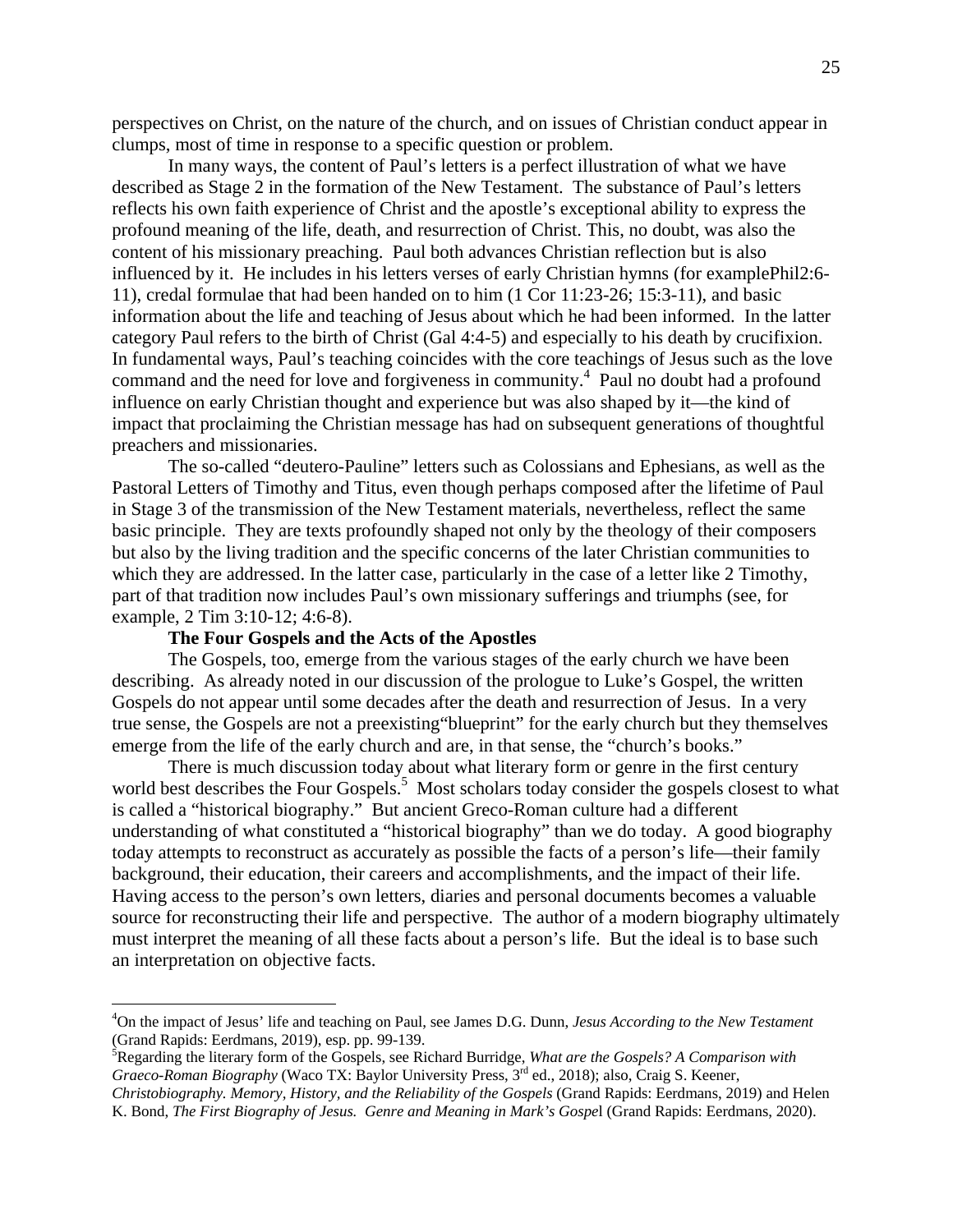perspectives on Christ, on the nature of the church, and on issues of Christian conduct appear in clumps, most of time in response to a specific question or problem.

In many ways, the content of Paul's letters is a perfect illustration of what we have described as Stage 2 in the formation of the New Testament. The substance of Paul's letters reflects his own faith experience of Christ and the apostle's exceptional ability to express the profound meaning of the life, death, and resurrection of Christ. This, no doubt, was also the content of his missionary preaching. Paul both advances Christian reflection but is also influenced by it. He includes in his letters verses of early Christian hymns (for examplePhil2:6-11), credal formulae that had been handed on to him (1 Cor 11:23-26; 15:3-11), and basic information about the life and teaching of Jesus about which he had been informed. In the latter category Paul refers to the birth of Christ (Gal 4:4-5) and especially to his death by crucifixion. In fundamental ways, Paul's teaching coincides with the core teachings of Jesus such as the love command and the need for love and forgiveness in community.[4] Paul no doubt had a profound influence on early Christian thought and experience but was also shaped by it—the kind of impact that proclaiming the Christian message has had on subsequent generations of thoughtful preachers and missionaries.

The so-called "deutero-Pauline" letters such as Colossians and Ephesians, as well as the Pastoral Letters of Timothy and Titus, even though perhaps composed after the lifetime of Paul in Stage 3 of the transmission of the New Testament materials, nevertheless, reflect the same basic principle. They are texts profoundly shaped not only by the theology of their composers but also by the living tradition and the specific concerns of the later Christian communities to which they are addressed. In the latter case, particularly in the case of a letter like 2 Timothy, part of that tradition now includes Paul's own missionary sufferings and triumphs (see, for example, 2 Tim 3:10-12; 4:6-8).

**The Four Gospels and the Acts of the Apostles**

The Gospels, too, emerge from the various stages of the early church we have been describing. As already noted in our discussion of the prologue to Luke's Gospel, the written Gospels do not appear until some decades after the death and resurrection of Jesus. In a very true sense, the Gospels are not a preexisting"blueprint" for the early church but they themselves emerge from the life of the early church and are, in that sense, the "church's books."

There is much discussion today about what literary form or genre in the first century world best describes the Four Gospels.[5] Most scholars today consider the gospels closest to what is called a "historical biography." But ancient Greco-Roman culture had a different understanding of what constituted a "historical biography" than we do today. A good biography today attempts to reconstruct as accurately as possible the facts of a person's life—their family background, their education, their careers and accomplishments, and the impact of their life. Having access to the person's own letters, diaries and personal documents becomes a valuable source for reconstructing their life and perspective. The author of a modern biography ultimately must interpret the meaning of all these facts about a person's life. But the ideal is to base such an interpretation on objective facts.

---

[4]On the impact of Jesus' life and teaching on Paul, see James D.G. Dunn, *Jesus According to the New Testament* (Grand Rapids: Eerdmans, 2019), esp. pp. 99-139.

[5]Regarding the literary form of the Gospels, see Richard Burridge, *What are the Gospels? A Comparison with Graeco-Roman Biography* (Waco TX: Baylor University Press, 3rd ed., 2018); also, Craig S. Keener, *Christobiography. Memory, History, and the Reliability of the Gospels* (Grand Rapids: Eerdmans, 2019) and Helen K. Bond, *The First Biography of Jesus. Genre and Meaning in Mark's Gospel* (Grand Rapids: Eerdmans, 2020).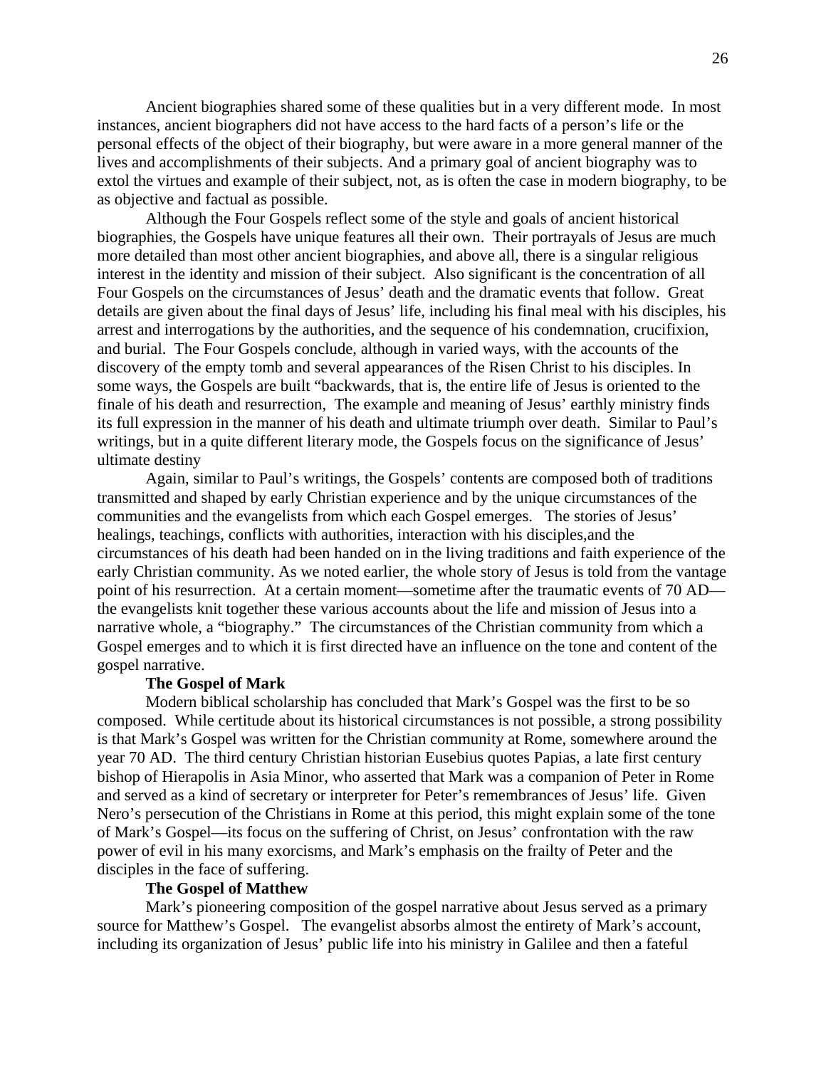Ancient biographies shared some of these qualities but in a very different mode. In most instances, ancient biographers did not have access to the hard facts of a person's life or the personal effects of the object of their biography, but were aware in a more general manner of the lives and accomplishments of their subjects. And a primary goal of ancient biography was to extol the virtues and example of their subject, not, as is often the case in modern biography, to be as objective and factual as possible.

Although the Four Gospels reflect some of the style and goals of ancient historical biographies, the Gospels have unique features all their own. Their portrayals of Jesus are much more detailed than most other ancient biographies, and above all, there is a singular religious interest in the identity and mission of their subject. Also significant is the concentration of all Four Gospels on the circumstances of Jesus' death and the dramatic events that follow. Great details are given about the final days of Jesus' life, including his final meal with his disciples, his arrest and interrogations by the authorities, and the sequence of his condemnation, crucifixion, and burial. The Four Gospels conclude, although in varied ways, with the accounts of the discovery of the empty tomb and several appearances of the Risen Christ to his disciples. In some ways, the Gospels are built "backwards, that is, the entire life of Jesus is oriented to the finale of his death and resurrection, The example and meaning of Jesus' earthly ministry finds its full expression in the manner of his death and ultimate triumph over death. Similar to Paul's writings, but in a quite different literary mode, the Gospels focus on the significance of Jesus' ultimate destiny

Again, similar to Paul's writings, the Gospels' contents are composed both of traditions transmitted and shaped by early Christian experience and by the unique circumstances of the communities and the evangelists from which each Gospel emerges. The stories of Jesus' healings, teachings, conflicts with authorities, interaction with his disciples,and the circumstances of his death had been handed on in the living traditions and faith experience of the early Christian community. As we noted earlier, the whole story of Jesus is told from the vantage point of his resurrection. At a certain moment—sometime after the traumatic events of 70 AD—the evangelists knit together these various accounts about the life and mission of Jesus into a narrative whole, a "biography." The circumstances of the Christian community from which a Gospel emerges and to which it is first directed have an influence on the tone and content of the gospel narrative.

**The Gospel of Mark**

Modern biblical scholarship has concluded that Mark's Gospel was the first to be so composed. While certitude about its historical circumstances is not possible, a strong possibility is that Mark's Gospel was written for the Christian community at Rome, somewhere around the year 70 AD. The third century Christian historian Eusebius quotes Papias, a late first century bishop of Hierapolis in Asia Minor, who asserted that Mark was a companion of Peter in Rome and served as a kind of secretary or interpreter for Peter's remembrances of Jesus' life. Given Nero's persecution of the Christians in Rome at this period, this might explain some of the tone of Mark's Gospel—its focus on the suffering of Christ, on Jesus' confrontation with the raw power of evil in his many exorcisms, and Mark's emphasis on the frailty of Peter and the disciples in the face of suffering.

**The Gospel of Matthew**

Mark's pioneering composition of the gospel narrative about Jesus served as a primary source for Matthew's Gospel. The evangelist absorbs almost the entirety of Mark's account, including its organization of Jesus' public life into his ministry in Galilee and then a fateful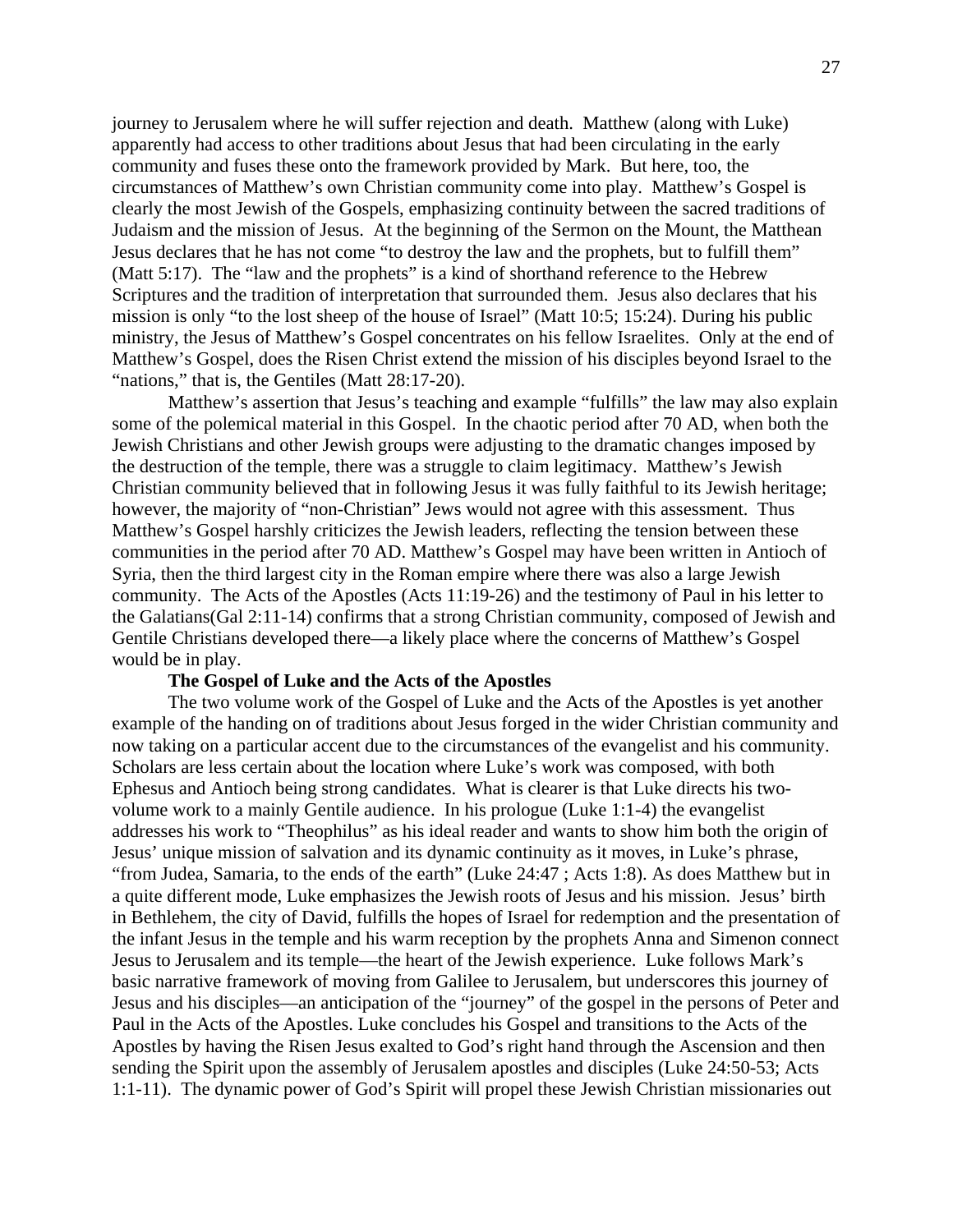journey to Jerusalem where he will suffer rejection and death. Matthew (along with Luke) apparently had access to other traditions about Jesus that had been circulating in the early community and fuses these onto the framework provided by Mark. But here, too, the circumstances of Matthew's own Christian community come into play. Matthew's Gospel is clearly the most Jewish of the Gospels, emphasizing continuity between the sacred traditions of Judaism and the mission of Jesus. At the beginning of the Sermon on the Mount, the Matthean Jesus declares that he has not come "to destroy the law and the prophets, but to fulfill them" (Matt 5:17). The "law and the prophets" is a kind of shorthand reference to the Hebrew Scriptures and the tradition of interpretation that surrounded them. Jesus also declares that his mission is only "to the lost sheep of the house of Israel" (Matt 10:5; 15:24). During his public ministry, the Jesus of Matthew's Gospel concentrates on his fellow Israelites. Only at the end of Matthew's Gospel, does the Risen Christ extend the mission of his disciples beyond Israel to the "nations," that is, the Gentiles (Matt 28:17-20).

Matthew's assertion that Jesus's teaching and example "fulfills" the law may also explain some of the polemical material in this Gospel. In the chaotic period after 70 AD, when both the Jewish Christians and other Jewish groups were adjusting to the dramatic changes imposed by the destruction of the temple, there was a struggle to claim legitimacy. Matthew's Jewish Christian community believed that in following Jesus it was fully faithful to its Jewish heritage; however, the majority of "non-Christian" Jews would not agree with this assessment. Thus Matthew's Gospel harshly criticizes the Jewish leaders, reflecting the tension between these communities in the period after 70 AD. Matthew's Gospel may have been written in Antioch of Syria, then the third largest city in the Roman empire where there was also a large Jewish community. The Acts of the Apostles (Acts 11:19-26) and the testimony of Paul in his letter to the Galatians(Gal 2:11-14) confirms that a strong Christian community, composed of Jewish and Gentile Christians developed there—a likely place where the concerns of Matthew's Gospel would be in play.

**The Gospel of Luke and the Acts of the Apostles**

The two volume work of the Gospel of Luke and the Acts of the Apostles is yet another example of the handing on of traditions about Jesus forged in the wider Christian community and now taking on a particular accent due to the circumstances of the evangelist and his community. Scholars are less certain about the location where Luke's work was composed, with both Ephesus and Antioch being strong candidates. What is clearer is that Luke directs his two-volume work to a mainly Gentile audience. In his prologue (Luke 1:1-4) the evangelist addresses his work to "Theophilus" as his ideal reader and wants to show him both the origin of Jesus' unique mission of salvation and its dynamic continuity as it moves, in Luke's phrase, "from Judea, Samaria, to the ends of the earth" (Luke 24:47 ; Acts 1:8). As does Matthew but in a quite different mode, Luke emphasizes the Jewish roots of Jesus and his mission. Jesus' birth in Bethlehem, the city of David, fulfills the hopes of Israel for redemption and the presentation of the infant Jesus in the temple and his warm reception by the prophets Anna and Simenon connect Jesus to Jerusalem and its temple—the heart of the Jewish experience. Luke follows Mark's basic narrative framework of moving from Galilee to Jerusalem, but underscores this journey of Jesus and his disciples—an anticipation of the "journey" of the gospel in the persons of Peter and Paul in the Acts of the Apostles. Luke concludes his Gospel and transitions to the Acts of the Apostles by having the Risen Jesus exalted to God's right hand through the Ascension and then sending the Spirit upon the assembly of Jerusalem apostles and disciples (Luke 24:50-53; Acts 1:1-11). The dynamic power of God's Spirit will propel these Jewish Christian missionaries out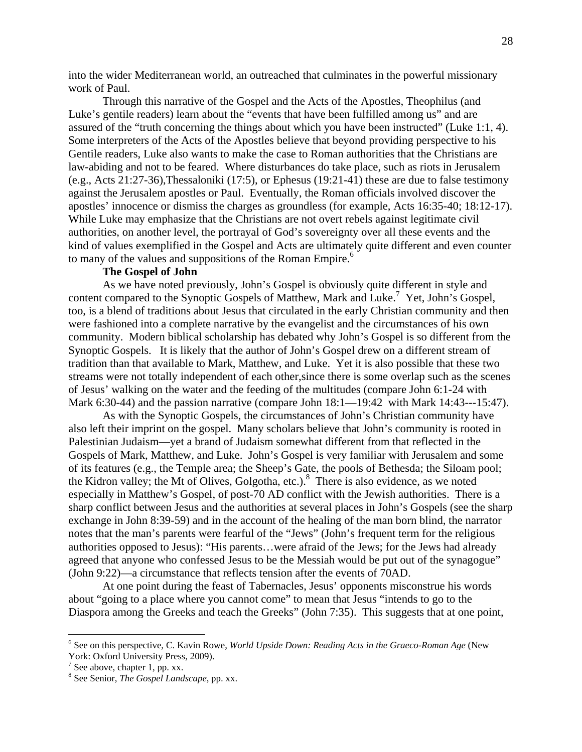into the wider Mediterranean world, an outreached that culminates in the powerful missionary work of Paul.

Through this narrative of the Gospel and the Acts of the Apostles, Theophilus (and Luke's gentile readers) learn about the "events that have been fulfilled among us" and are assured of the "truth concerning the things about which you have been instructed" (Luke 1:1, 4). Some interpreters of the Acts of the Apostles believe that beyond providing perspective to his Gentile readers, Luke also wants to make the case to Roman authorities that the Christians are law-abiding and not to be feared. Where disturbances do take place, such as riots in Jerusalem (e.g., Acts 21:27-36),Thessaloniki (17:5), or Ephesus (19:21-41) these are due to false testimony against the Jerusalem apostles or Paul. Eventually, the Roman officials involved discover the apostles' innocence or dismiss the charges as groundless (for example, Acts 16:35-40; 18:12-17). While Luke may emphasize that the Christians are not overt rebels against legitimate civil authorities, on another level, the portrayal of God's sovereignty over all these events and the kind of values exemplified in the Gospel and Acts are ultimately quite different and even counter to many of the values and suppositions of the Roman Empire.[6]

**The Gospel of John**

As we have noted previously, John's Gospel is obviously quite different in style and content compared to the Synoptic Gospels of Matthew, Mark and Luke.[7] Yet, John's Gospel, too, is a blend of traditions about Jesus that circulated in the early Christian community and then were fashioned into a complete narrative by the evangelist and the circumstances of his own community. Modern biblical scholarship has debated why John's Gospel is so different from the Synoptic Gospels. It is likely that the author of John's Gospel drew on a different stream of tradition than that available to Mark, Matthew, and Luke. Yet it is also possible that these two streams were not totally independent of each other,since there is some overlap such as the scenes of Jesus' walking on the water and the feeding of the multitudes (compare John 6:1-24 with Mark 6:30-44) and the passion narrative (compare John 18:1—19:42 with Mark 14:43---15:47).

As with the Synoptic Gospels, the circumstances of John's Christian community have also left their imprint on the gospel. Many scholars believe that John's community is rooted in Palestinian Judaism—yet a brand of Judaism somewhat different from that reflected in the Gospels of Mark, Matthew, and Luke. John's Gospel is very familiar with Jerusalem and some of its features (e.g., the Temple area; the Sheep's Gate, the pools of Bethesda; the Siloam pool; the Kidron valley; the Mt of Olives, Golgotha, etc.).[8] There is also evidence, as we noted especially in Matthew's Gospel, of post-70 AD conflict with the Jewish authorities. There is a sharp conflict between Jesus and the authorities at several places in John's Gospels (see the sharp exchange in John 8:39-59) and in the account of the healing of the man born blind, the narrator notes that the man's parents were fearful of the "Jews" (John's frequent term for the religious authorities opposed to Jesus): "His parents…were afraid of the Jews; for the Jews had already agreed that anyone who confessed Jesus to be the Messiah would be put out of the synagogue" (John 9:22)—a circumstance that reflects tension after the events of 70AD.

At one point during the feast of Tabernacles, Jesus' opponents misconstrue his words about "going to a place where you cannot come" to mean that Jesus "intends to go to the Diaspora among the Greeks and teach the Greeks" (John 7:35). This suggests that at one point,

---

[6] See on this perspective, C. Kavin Rowe, *World Upside Down: Reading Acts in the Graeco-Roman Age* (New York: Oxford University Press, 2009).

[7] See above, chapter 1, pp. xx.

[8] See Senior, *The Gospel Landscape*, pp. xx.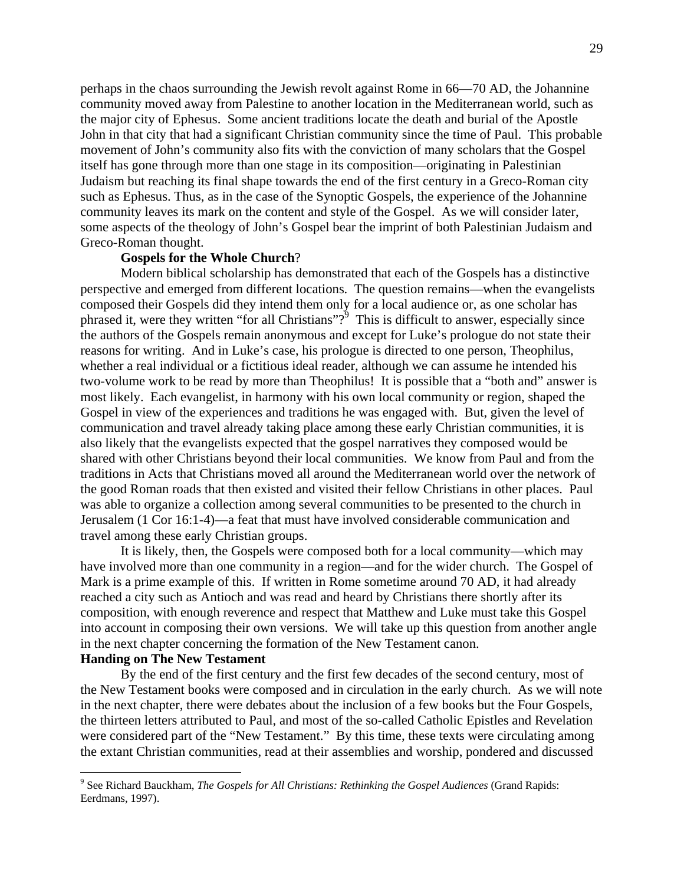perhaps in the chaos surrounding the Jewish revolt against Rome in 66—70 AD, the Johannine community moved away from Palestine to another location in the Mediterranean world, such as the major city of Ephesus. Some ancient traditions locate the death and burial of the Apostle John in that city that had a significant Christian community since the time of Paul. This probable movement of John's community also fits with the conviction of many scholars that the Gospel itself has gone through more than one stage in its composition—originating in Palestinian Judaism but reaching its final shape towards the end of the first century in a Greco-Roman city such as Ephesus. Thus, as in the case of the Synoptic Gospels, the experience of the Johannine community leaves its mark on the content and style of the Gospel. As we will consider later, some aspects of the theology of John's Gospel bear the imprint of both Palestinian Judaism and Greco-Roman thought.

**Gospels for the Whole Church**?

Modern biblical scholarship has demonstrated that each of the Gospels has a distinctive perspective and emerged from different locations. The question remains—when the evangelists composed their Gospels did they intend them only for a local audience or, as one scholar has phrased it, were they written "for all Christians"?[9] This is difficult to answer, especially since the authors of the Gospels remain anonymous and except for Luke's prologue do not state their reasons for writing. And in Luke's case, his prologue is directed to one person, Theophilus, whether a real individual or a fictitious ideal reader, although we can assume he intended his two-volume work to be read by more than Theophilus! It is possible that a "both and" answer is most likely. Each evangelist, in harmony with his own local community or region, shaped the Gospel in view of the experiences and traditions he was engaged with. But, given the level of communication and travel already taking place among these early Christian communities, it is also likely that the evangelists expected that the gospel narratives they composed would be shared with other Christians beyond their local communities. We know from Paul and from the traditions in Acts that Christians moved all around the Mediterranean world over the network of the good Roman roads that then existed and visited their fellow Christians in other places. Paul was able to organize a collection among several communities to be presented to the church in Jerusalem (1 Cor 16:1-4)—a feat that must have involved considerable communication and travel among these early Christian groups.

It is likely, then, the Gospels were composed both for a local community—which may have involved more than one community in a region—and for the wider church. The Gospel of Mark is a prime example of this. If written in Rome sometime around 70 AD, it had already reached a city such as Antioch and was read and heard by Christians there shortly after its composition, with enough reverence and respect that Matthew and Luke must take this Gospel into account in composing their own versions. We will take up this question from another angle in the next chapter concerning the formation of the New Testament canon.

**Handing on The New Testament**

By the end of the first century and the first few decades of the second century, most of the New Testament books were composed and in circulation in the early church. As we will note in the next chapter, there were debates about the inclusion of a few books but the Four Gospels, the thirteen letters attributed to Paul, and most of the so-called Catholic Epistles and Revelation were considered part of the "New Testament." By this time, these texts were circulating among the extant Christian communities, read at their assemblies and worship, pondered and discussed

---

[9] See Richard Bauckham, *The Gospels for All Christians: Rethinking the Gospel Audiences* (Grand Rapids: Eerdmans, 1997).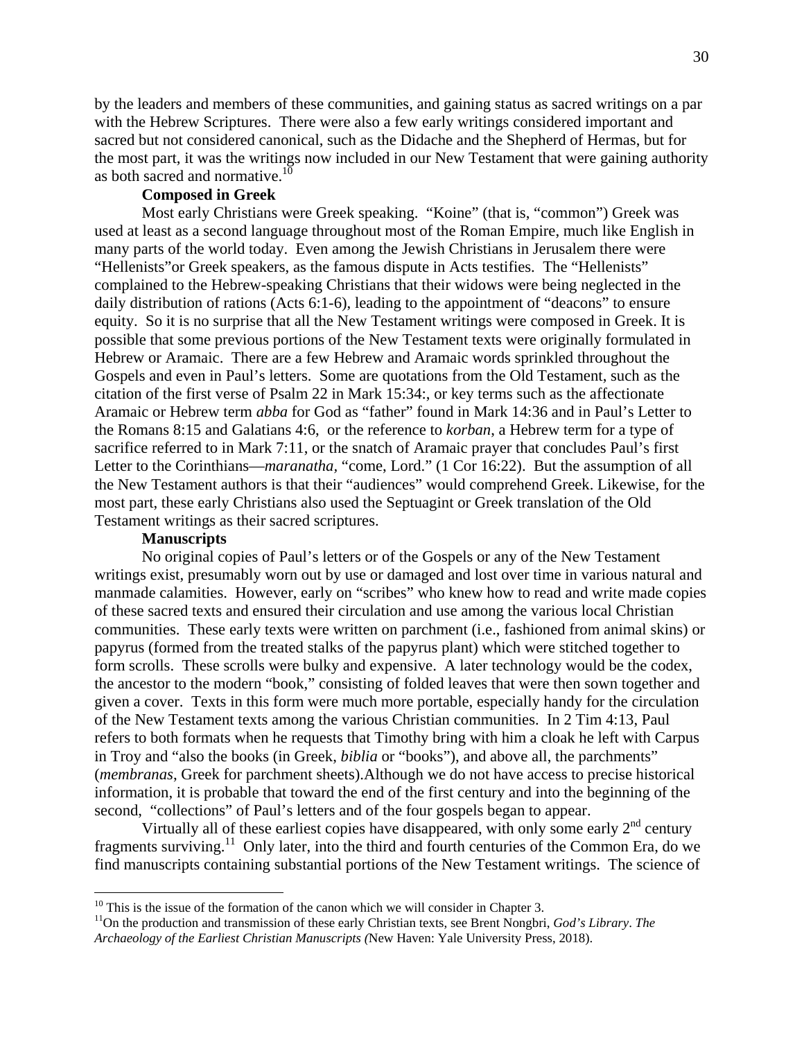by the leaders and members of these communities, and gaining status as sacred writings on a par with the Hebrew Scriptures. There were also a few early writings considered important and sacred but not considered canonical, such as the Didache and the Shepherd of Hermas, but for the most part, it was the writings now included in our New Testament that were gaining authority as both sacred and normative.[10]

**Composed in Greek**

Most early Christians were Greek speaking. "Koine" (that is, "common") Greek was used at least as a second language throughout most of the Roman Empire, much like English in many parts of the world today. Even among the Jewish Christians in Jerusalem there were "Hellenists"or Greek speakers, as the famous dispute in Acts testifies. The "Hellenists" complained to the Hebrew-speaking Christians that their widows were being neglected in the daily distribution of rations (Acts 6:1-6), leading to the appointment of "deacons" to ensure equity. So it is no surprise that all the New Testament writings were composed in Greek. It is possible that some previous portions of the New Testament texts were originally formulated in Hebrew or Aramaic. There are a few Hebrew and Aramaic words sprinkled throughout the Gospels and even in Paul's letters. Some are quotations from the Old Testament, such as the citation of the first verse of Psalm 22 in Mark 15:34:, or key terms such as the affectionate Aramaic or Hebrew term *abba* for God as "father" found in Mark 14:36 and in Paul's Letter to the Romans 8:15 and Galatians 4:6, or the reference to *korban*, a Hebrew term for a type of sacrifice referred to in Mark 7:11, or the snatch of Aramaic prayer that concludes Paul's first Letter to the Corinthians—*maranatha*, "come, Lord." (1 Cor 16:22). But the assumption of all the New Testament authors is that their "audiences" would comprehend Greek. Likewise, for the most part, these early Christians also used the Septuagint or Greek translation of the Old Testament writings as their sacred scriptures.

**Manuscripts**

No original copies of Paul's letters or of the Gospels or any of the New Testament writings exist, presumably worn out by use or damaged and lost over time in various natural and manmade calamities. However, early on "scribes" who knew how to read and write made copies of these sacred texts and ensured their circulation and use among the various local Christian communities. These early texts were written on parchment (i.e., fashioned from animal skins) or papyrus (formed from the treated stalks of the papyrus plant) which were stitched together to form scrolls. These scrolls were bulky and expensive. A later technology would be the codex, the ancestor to the modern "book," consisting of folded leaves that were then sown together and given a cover. Texts in this form were much more portable, especially handy for the circulation of the New Testament texts among the various Christian communities. In 2 Tim 4:13, Paul refers to both formats when he requests that Timothy bring with him a cloak he left with Carpus in Troy and "also the books (in Greek, *biblia* or "books"), and above all, the parchments" (*membranas*, Greek for parchment sheets).Although we do not have access to precise historical information, it is probable that toward the end of the first century and into the beginning of the second, "collections" of Paul's letters and of the four gospels began to appear.

Virtually all of these earliest copies have disappeared, with only some early 2nd century fragments surviving.[11] Only later, into the third and fourth centuries of the Common Era, do we find manuscripts containing substantial portions of the New Testament writings. The science of

---

[10] This is the issue of the formation of the canon which we will consider in Chapter 3.

[11] On the production and transmission of these early Christian texts, see Brent Nongbri, *God's Library. The Archaeology of the Earliest Christian Manuscripts (*New Haven: Yale University Press, 2018).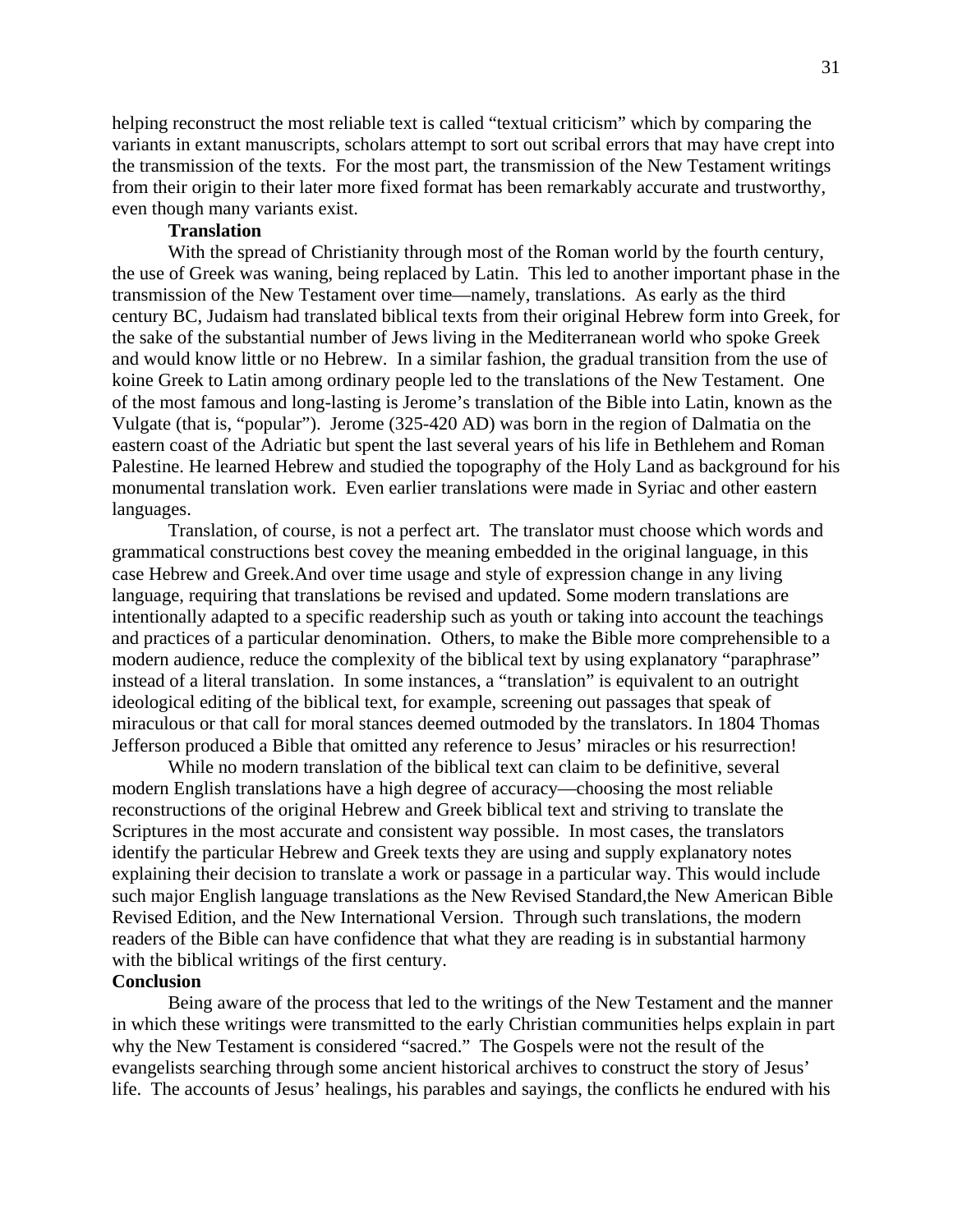helping reconstruct the most reliable text is called "textual criticism" which by comparing the variants in extant manuscripts, scholars attempt to sort out scribal errors that may have crept into the transmission of the texts. For the most part, the transmission of the New Testament writings from their origin to their later more fixed format has been remarkably accurate and trustworthy, even though many variants exist.

### Translation

With the spread of Christianity through most of the Roman world by the fourth century, the use of Greek was waning, being replaced by Latin. This led to another important phase in the transmission of the New Testament over time—namely, translations. As early as the third century BC, Judaism had translated biblical texts from their original Hebrew form into Greek, for the sake of the substantial number of Jews living in the Mediterranean world who spoke Greek and would know little or no Hebrew. In a similar fashion, the gradual transition from the use of koine Greek to Latin among ordinary people led to the translations of the New Testament. One of the most famous and long-lasting is Jerome's translation of the Bible into Latin, known as the Vulgate (that is, "popular"). Jerome (325-420 AD) was born in the region of Dalmatia on the eastern coast of the Adriatic but spent the last several years of his life in Bethlehem and Roman Palestine. He learned Hebrew and studied the topography of the Holy Land as background for his monumental translation work. Even earlier translations were made in Syriac and other eastern languages.

Translation, of course, is not a perfect art. The translator must choose which words and grammatical constructions best covey the meaning embedded in the original language, in this case Hebrew and Greek.And over time usage and style of expression change in any living language, requiring that translations be revised and updated. Some modern translations are intentionally adapted to a specific readership such as youth or taking into account the teachings and practices of a particular denomination. Others, to make the Bible more comprehensible to a modern audience, reduce the complexity of the biblical text by using explanatory "paraphrase" instead of a literal translation. In some instances, a "translation" is equivalent to an outright ideological editing of the biblical text, for example, screening out passages that speak of miraculous or that call for moral stances deemed outmoded by the translators. In 1804 Thomas Jefferson produced a Bible that omitted any reference to Jesus' miracles or his resurrection!

While no modern translation of the biblical text can claim to be definitive, several modern English translations have a high degree of accuracy—choosing the most reliable reconstructions of the original Hebrew and Greek biblical text and striving to translate the Scriptures in the most accurate and consistent way possible. In most cases, the translators identify the particular Hebrew and Greek texts they are using and supply explanatory notes explaining their decision to translate a work or passage in a particular way. This would include such major English language translations as the New Revised Standard,the New American Bible Revised Edition, and the New International Version. Through such translations, the modern readers of the Bible can have confidence that what they are reading is in substantial harmony with the biblical writings of the first century.

## Conclusion

Being aware of the process that led to the writings of the New Testament and the manner in which these writings were transmitted to the early Christian communities helps explain in part why the New Testament is considered "sacred." The Gospels were not the result of the evangelists searching through some ancient historical archives to construct the story of Jesus' life. The accounts of Jesus' healings, his parables and sayings, the conflicts he endured with his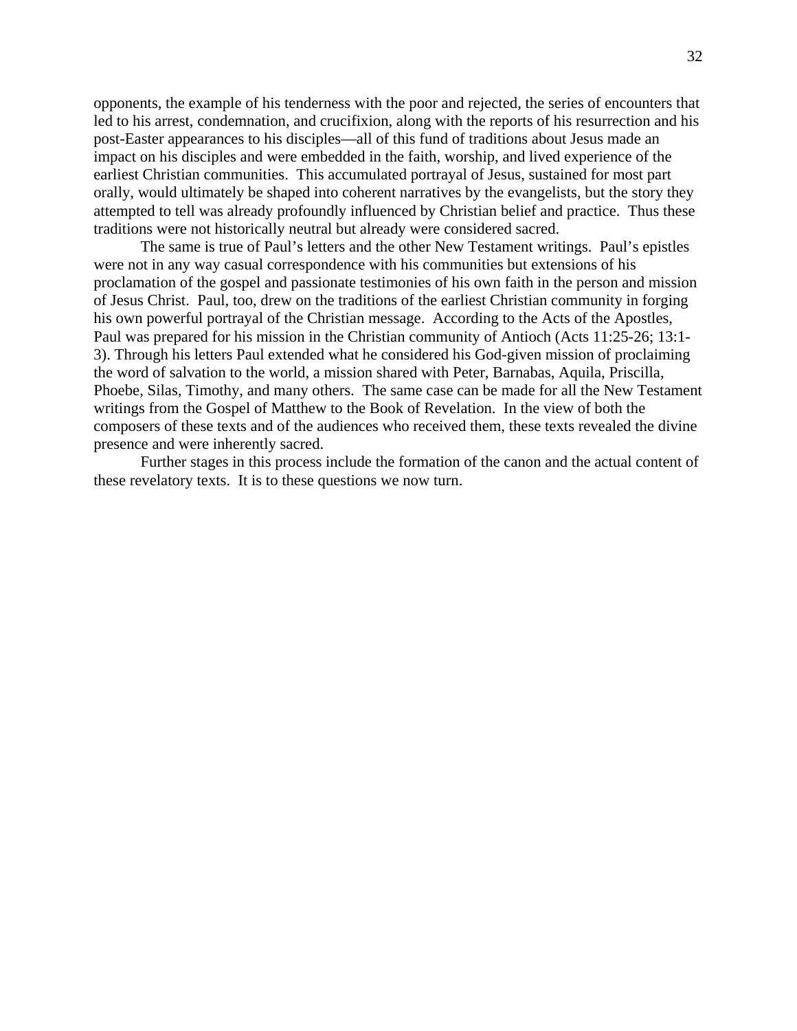opponents, the example of his tenderness with the poor and rejected, the series of encounters that led to his arrest, condemnation, and crucifixion, along with the reports of his resurrection and his post-Easter appearances to his disciples—all of this fund of traditions about Jesus made an impact on his disciples and were embedded in the faith, worship, and lived experience of the earliest Christian communities. This accumulated portrayal of Jesus, sustained for most part orally, would ultimately be shaped into coherent narratives by the evangelists, but the story they attempted to tell was already profoundly influenced by Christian belief and practice. Thus these traditions were not historically neutral but already were considered sacred.

The same is true of Paul's letters and the other New Testament writings. Paul's epistles were not in any way casual correspondence with his communities but extensions of his proclamation of the gospel and passionate testimonies of his own faith in the person and mission of Jesus Christ. Paul, too, drew on the traditions of the earliest Christian community in forging his own powerful portrayal of the Christian message. According to the Acts of the Apostles, Paul was prepared for his mission in the Christian community of Antioch (Acts 11:25-26; 13:1-3). Through his letters Paul extended what he considered his God-given mission of proclaiming the word of salvation to the world, a mission shared with Peter, Barnabas, Aquila, Priscilla, Phoebe, Silas, Timothy, and many others. The same case can be made for all the New Testament writings from the Gospel of Matthew to the Book of Revelation. In the view of both the composers of these texts and of the audiences who received them, these texts revealed the divine presence and were inherently sacred.

Further stages in this process include the formation of the canon and the actual content of these revelatory texts. It is to these questions we now turn.